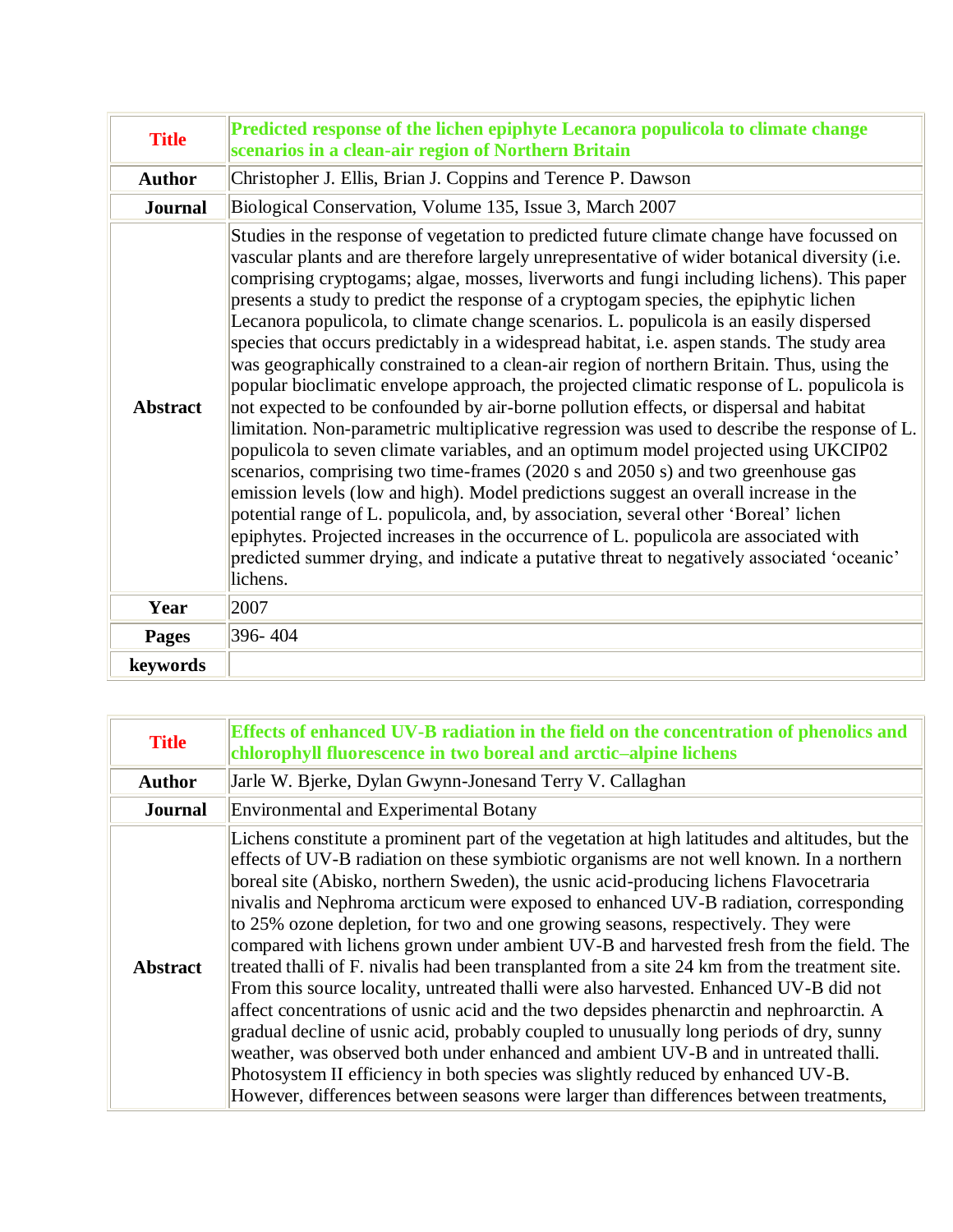| Title | Predicted response of the lichen epiphyte Lecanora populicola to climate change scenarios in a clean-air region of Northern Britain |
|---|---|
| Author | Christopher J. Ellis, Brian J. Coppins and Terence P. Dawson |
| Journal | Biological Conservation, Volume 135, Issue 3, March 2007 |
| Abstract | Studies in the response of vegetation to predicted future climate change have focussed on vascular plants and are therefore largely unrepresentative of wider botanical diversity (i.e. comprising cryptogams; algae, mosses, liverworts and fungi including lichens). This paper presents a study to predict the response of a cryptogam species, the epiphytic lichen Lecanora populicola, to climate change scenarios. L. populicola is an easily dispersed species that occurs predictably in a widespread habitat, i.e. aspen stands. The study area was geographically constrained to a clean-air region of northern Britain. Thus, using the popular bioclimatic envelope approach, the projected climatic response of L. populicola is not expected to be confounded by air-borne pollution effects, or dispersal and habitat limitation. Non-parametric multiplicative regression was used to describe the response of L. populicola to seven climate variables, and an optimum model projected using UKCIP02 scenarios, comprising two time-frames (2020 s and 2050 s) and two greenhouse gas emission levels (low and high). Model predictions suggest an overall increase in the potential range of L. populicola, and, by association, several other 'Boreal' lichen epiphytes. Projected increases in the occurrence of L. populicola are associated with predicted summer drying, and indicate a putative threat to negatively associated 'oceanic' lichens. |
| Year | 2007 |
| Pages | 396- 404 |
| keywords | |

| Title | Effects of enhanced UV-B radiation in the field on the concentration of phenolics and chlorophyll fluorescence in two boreal and arctic–alpine lichens |
|---|---|
| Author | Jarle W. Bjerke, Dylan Gwynn-Jonesand Terry V. Callaghan |
| Journal | Environmental and Experimental Botany |
| Abstract | Lichens constitute a prominent part of the vegetation at high latitudes and altitudes, but the effects of UV-B radiation on these symbiotic organisms are not well known. In a northern boreal site (Abisko, northern Sweden), the usnic acid-producing lichens Flavocetraria nivalis and Nephroma arcticum were exposed to enhanced UV-B radiation, corresponding to 25% ozone depletion, for two and one growing seasons, respectively. They were compared with lichens grown under ambient UV-B and harvested fresh from the field. The treated thalli of F. nivalis had been transplanted from a site 24 km from the treatment site. From this source locality, untreated thalli were also harvested. Enhanced UV-B did not affect concentrations of usnic acid and the two depsides phenarctin and nephroarctin. A gradual decline of usnic acid, probably coupled to unusually long periods of dry, sunny weather, was observed both under enhanced and ambient UV-B and in untreated thalli. Photosystem II efficiency in both species was slightly reduced by enhanced UV-B. However, differences between seasons were larger than differences between treatments, |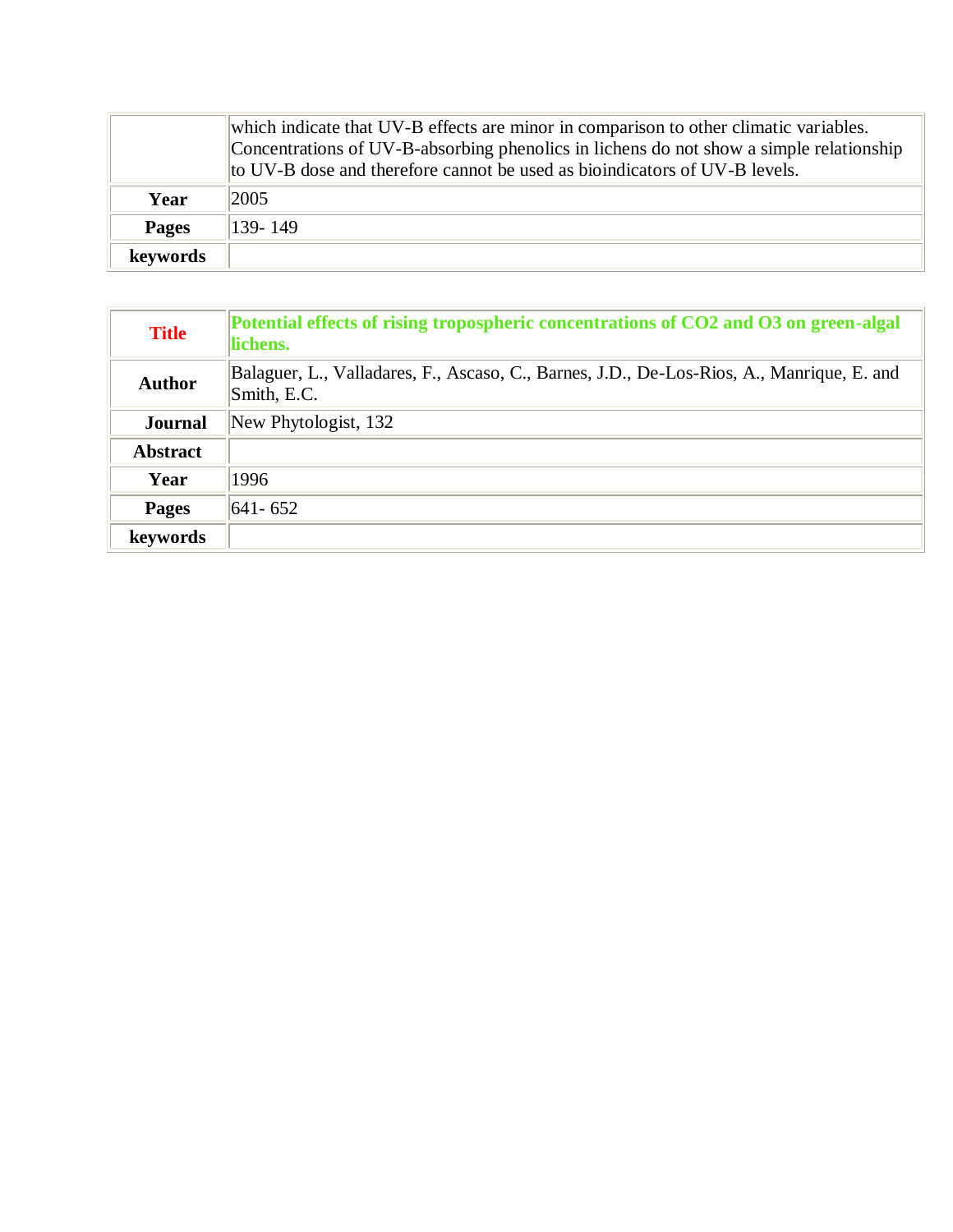| | |
|---|---|
| | which indicate that UV-B effects are minor in comparison to other climatic variables. Concentrations of UV-B-absorbing phenolics in lichens do not show a simple relationship to UV-B dose and therefore cannot be used as bioindicators of UV-B levels. |
| **Year** | 2005 |
| **Pages** | 139- 149 |
| **keywords** | |

| | |
|---|---|
| **Title** | **Potential effects of rising tropospheric concentrations of CO2 and O3 on green-algal lichens.** |
| **Author** | Balaguer, L., Valladares, F., Ascaso, C., Barnes, J.D., De-Los-Rios, A., Manrique, E. and Smith, E.C. |
| **Journal** | New Phytologist, 132 |
| **Abstract** | |
| **Year** | 1996 |
| **Pages** | 641- 652 |
| **keywords** | |